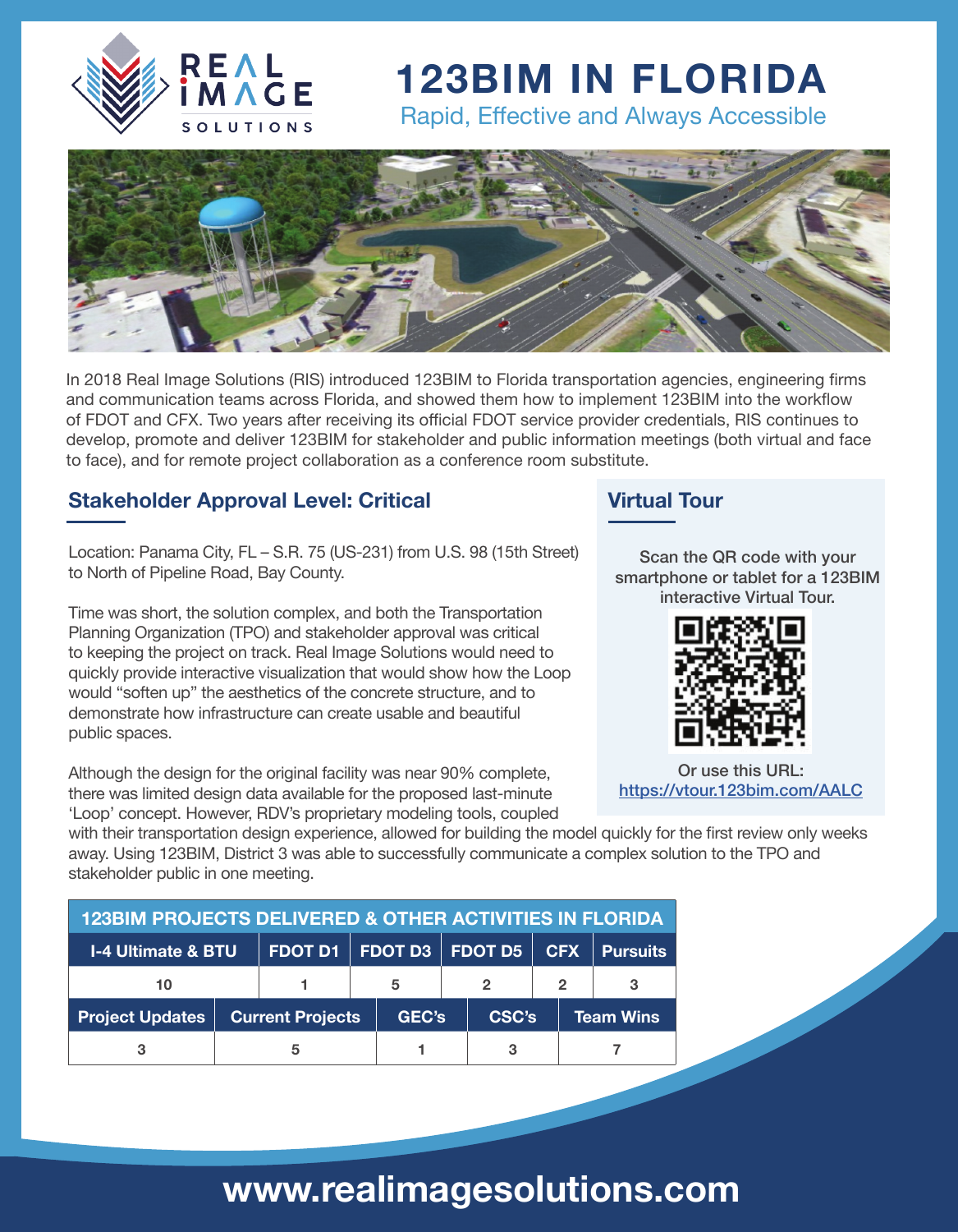REAL IMAGE SOLUTIONS

# 123BIM IN FLORIDA

Rapid, Effective and Always Accessible

In 2018 Real Image Solutions (RIS) introduced 123BIM to Florida transportation agencies, engineering firms and communication teams across Florida, and showed them how to implement 123BIM into the workflow of FDOT and CFX. Two years after receiving its official FDOT service provider credentials, RIS continues to develop, promote and deliver 123BIM for stakeholder and public information meetings (both virtual and face to face), and for remote project collaboration as a conference room substitute.

## Stakeholder Approval Level: Critical

Location: Panama City, FL – S.R. 75 (US-231) from U.S. 98 (15th Street) to North of Pipeline Road, Bay County.

Time was short, the solution complex, and both the Transportation Planning Organization (TPO) and stakeholder approval was critical to keeping the project on track. Real Image Solutions would need to quickly provide interactive visualization that would show how the Loop would "soften up" the aesthetics of the concrete structure, and to demonstrate how infrastructure can create usable and beautiful public spaces.

Although the design for the original facility was near 90% complete, there was limited design data available for the proposed last-minute 'Loop' concept. However, RDV's proprietary modeling tools, coupled with their transportation design experience, allowed for building the model quickly for the first review only weeks away. Using 123BIM, District 3 was able to successfully communicate a complex solution to the TPO and stakeholder public in one meeting.

## Virtual Tour

Scan the QR code with your smartphone or tablet for a 123BIM interactive Virtual Tour.

Or use this URL:
https://vtour.123bim.com/AALC

**123BIM PROJECTS DELIVERED & OTHER ACTIVITIES IN FLORIDA**

| I-4 Ultimate & BTU | FDOT D1 | FDOT D3 | FDOT D5 | CFX | Pursuits |
|---|---|---|---|---|---|
| 10 | 1 | 5 | 2 | 2 | 3 |

| Project Updates | Current Projects | GEC's | CSC's | Team Wins |
|---|---|---|---|---|
| 3 | 5 | 1 | 3 | 7 |

www.realimagesolutions.com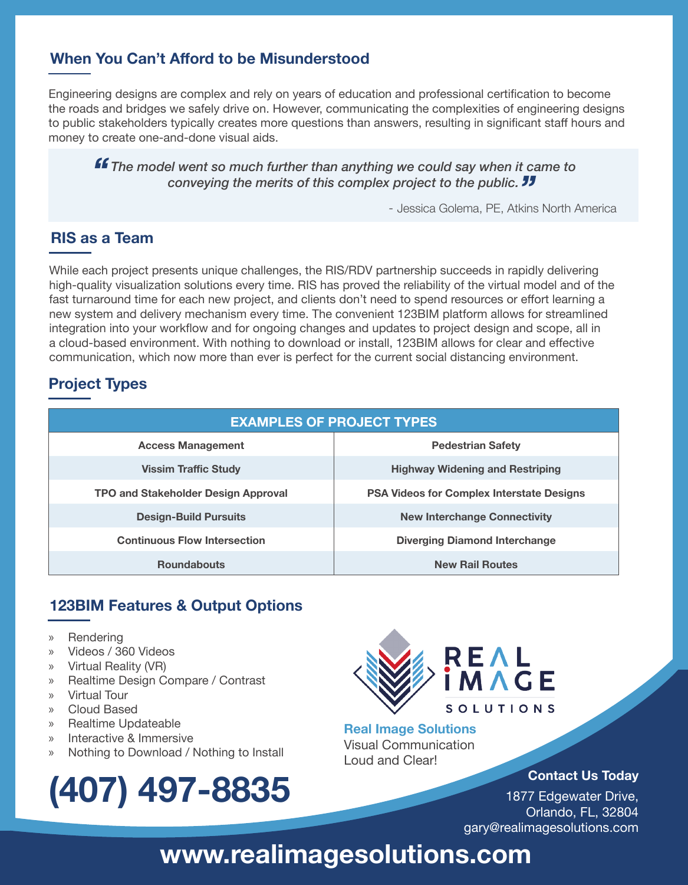## When You Can't Afford to be Misunderstood

Engineering designs are complex and rely on years of education and professional certification to become the roads and bridges we safely drive on. However, communicating the complexities of engineering designs to public stakeholders typically creates more questions than answers, resulting in significant staff hours and money to create one-and-done visual aids.

> *"The model went so much further than anything we could say when it came to conveying the merits of this complex project to the public."*
>
> \- Jessica Golema, PE, Atkins North America

## RIS as a Team

While each project presents unique challenges, the RIS/RDV partnership succeeds in rapidly delivering high-quality visualization solutions every time. RIS has proved the reliability of the virtual model and of the fast turnaround time for each new project, and clients don't need to spend resources or effort learning a new system and delivery mechanism every time. The convenient 123BIM platform allows for streamlined integration into your workflow and for ongoing changes and updates to project design and scope, all in a cloud-based environment. With nothing to download or install, 123BIM allows for clear and effective communication, which now more than ever is perfect for the current social distancing environment.

## Project Types

| EXAMPLES OF PROJECT TYPES | |
|---|---|
| Access Management | Pedestrian Safety |
| Vissim Traffic Study | Highway Widening and Restriping |
| TPO and Stakeholder Design Approval | PSA Videos for Complex Interstate Designs |
| Design-Build Pursuits | New Interchange Connectivity |
| Continuous Flow Intersection | Diverging Diamond Interchange |
| Roundabouts | New Rail Routes |

## 123BIM Features & Output Options

- Rendering
- Videos / 360 Videos
- Virtual Reality (VR)
- Realtime Design Compare / Contrast
- Virtual Tour
- Cloud Based
- Realtime Updateable
- Interactive & Immersive
- Nothing to Download / Nothing to Install

REAL IMAGE SOLUTIONS

**Real Image Solutions**
Visual Communication
Loud and Clear!

# (407) 497-8835

**Contact Us Today**

1877 Edgewater Drive,
Orlando, FL, 32804
gary@realimagesolutions.com

# www.realimagesolutions.com